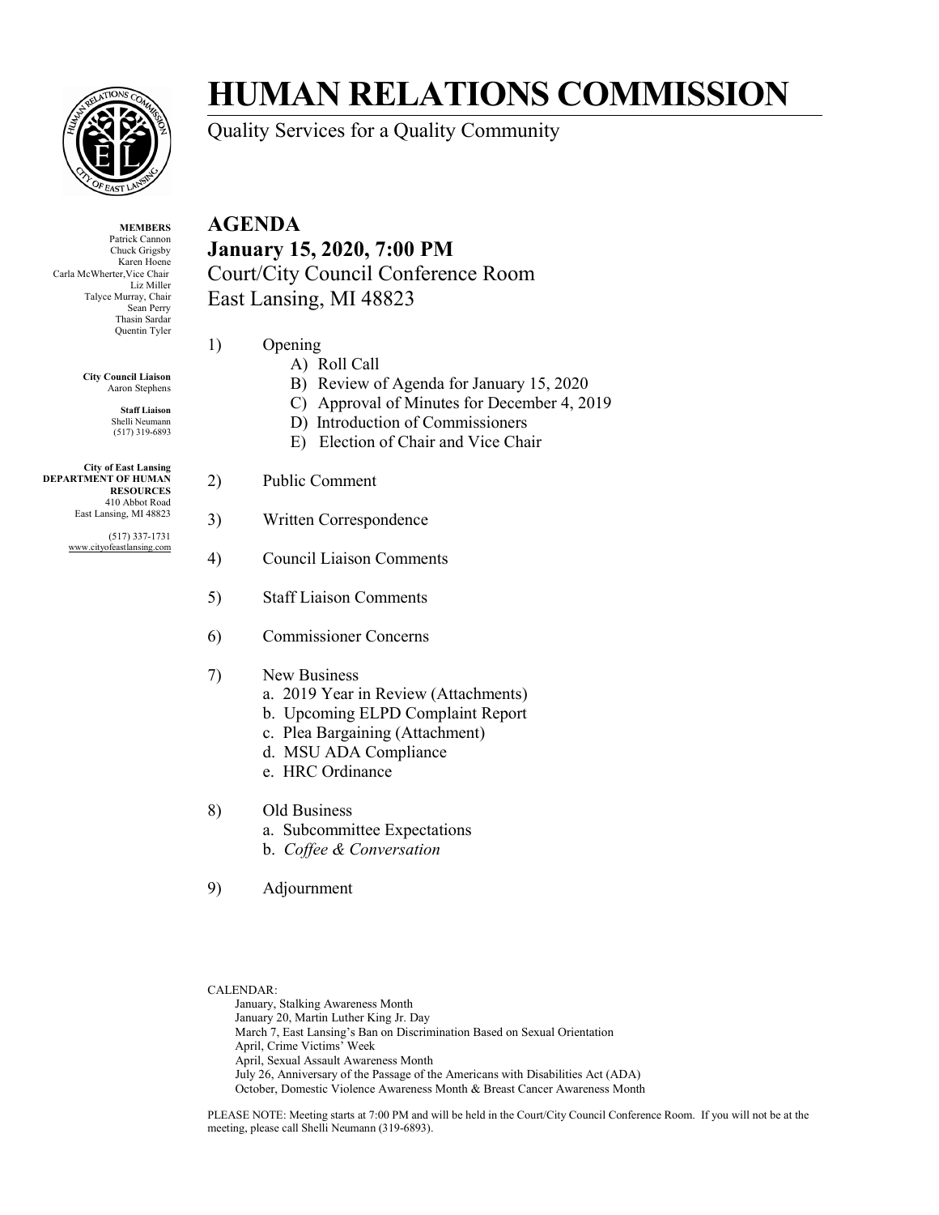# HUMAN RELATIONS COMMISSION

Quality Services for a Quality Community

**MEMBERS**
Patrick Cannon
Chuck Grigsby
Karen Hoene
Carla McWherter, Vice Chair
Liz Miller
Talyce Murray, Chair
Sean Perry
Thasin Sardar
Quentin Tyler

**City Council Liaison**
Aaron Stephens

**Staff Liaison**
Shelli Neumann
(517) 319-6893

**City of East Lansing**
**DEPARTMENT OF HUMAN RESOURCES**
410 Abbot Road
East Lansing, MI 48823

(517) 337-1731
www.cityofeastlansing.com

## AGENDA

**January 15, 2020, 7:00 PM**

Court/City Council Conference Room
East Lansing, MI 48823

1) Opening
   - A) Roll Call
   - B) Review of Agenda for January 15, 2020
   - C) Approval of Minutes for December 4, 2019
   - D) Introduction of Commissioners
   - E) Election of Chair and Vice Chair

2) Public Comment

3) Written Correspondence

4) Council Liaison Comments

5) Staff Liaison Comments

6) Commissioner Concerns

7) New Business
   - a. 2019 Year in Review (Attachments)
   - b. Upcoming ELPD Complaint Report
   - c. Plea Bargaining (Attachment)
   - d. MSU ADA Compliance
   - e. HRC Ordinance

8) Old Business
   - a. Subcommittee Expectations
   - b. *Coffee & Conversation*

9) Adjournment

CALENDAR:

- January, Stalking Awareness Month
- January 20, Martin Luther King Jr. Day
- March 7, East Lansing's Ban on Discrimination Based on Sexual Orientation
- April, Crime Victims' Week
- April, Sexual Assault Awareness Month
- July 26, Anniversary of the Passage of the Americans with Disabilities Act (ADA)
- October, Domestic Violence Awareness Month & Breast Cancer Awareness Month

PLEASE NOTE: Meeting starts at 7:00 PM and will be held in the Court/City Council Conference Room. If you will not be at the meeting, please call Shelli Neumann (319-6893).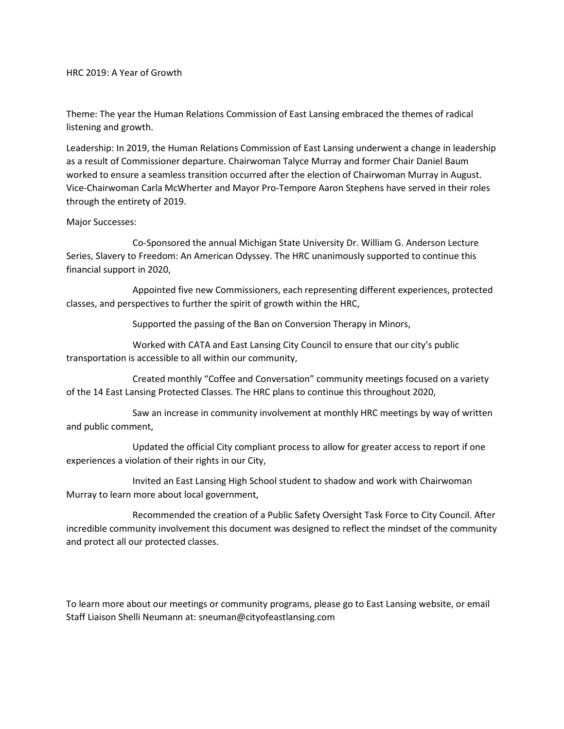HRC 2019: A Year of Growth

Theme: The year the Human Relations Commission of East Lansing embraced the themes of radical listening and growth.

Leadership: In 2019, the Human Relations Commission of East Lansing underwent a change in leadership as a result of Commissioner departure. Chairwoman Talyce Murray and former Chair Daniel Baum worked to ensure a seamless transition occurred after the election of Chairwoman Murray in August. Vice-Chairwoman Carla McWherter and Mayor Pro-Tempore Aaron Stephens have served in their roles through the entirety of 2019.

Major Successes:

Co-Sponsored the annual Michigan State University Dr. William G. Anderson Lecture Series, Slavery to Freedom: An American Odyssey. The HRC unanimously supported to continue this financial support in 2020,

Appointed five new Commissioners, each representing different experiences, protected classes, and perspectives to further the spirit of growth within the HRC,

Supported the passing of the Ban on Conversion Therapy in Minors,

Worked with CATA and East Lansing City Council to ensure that our city's public transportation is accessible to all within our community,

Created monthly "Coffee and Conversation" community meetings focused on a variety of the 14 East Lansing Protected Classes. The HRC plans to continue this throughout 2020,

Saw an increase in community involvement at monthly HRC meetings by way of written and public comment,

Updated the official City compliant process to allow for greater access to report if one experiences a violation of their rights in our City,

Invited an East Lansing High School student to shadow and work with Chairwoman Murray to learn more about local government,

Recommended the creation of a Public Safety Oversight Task Force to City Council. After incredible community involvement this document was designed to reflect the mindset of the community and protect all our protected classes.

To learn more about our meetings or community programs, please go to East Lansing website, or email Staff Liaison Shelli Neumann at: sneuman@cityofeastlansing.com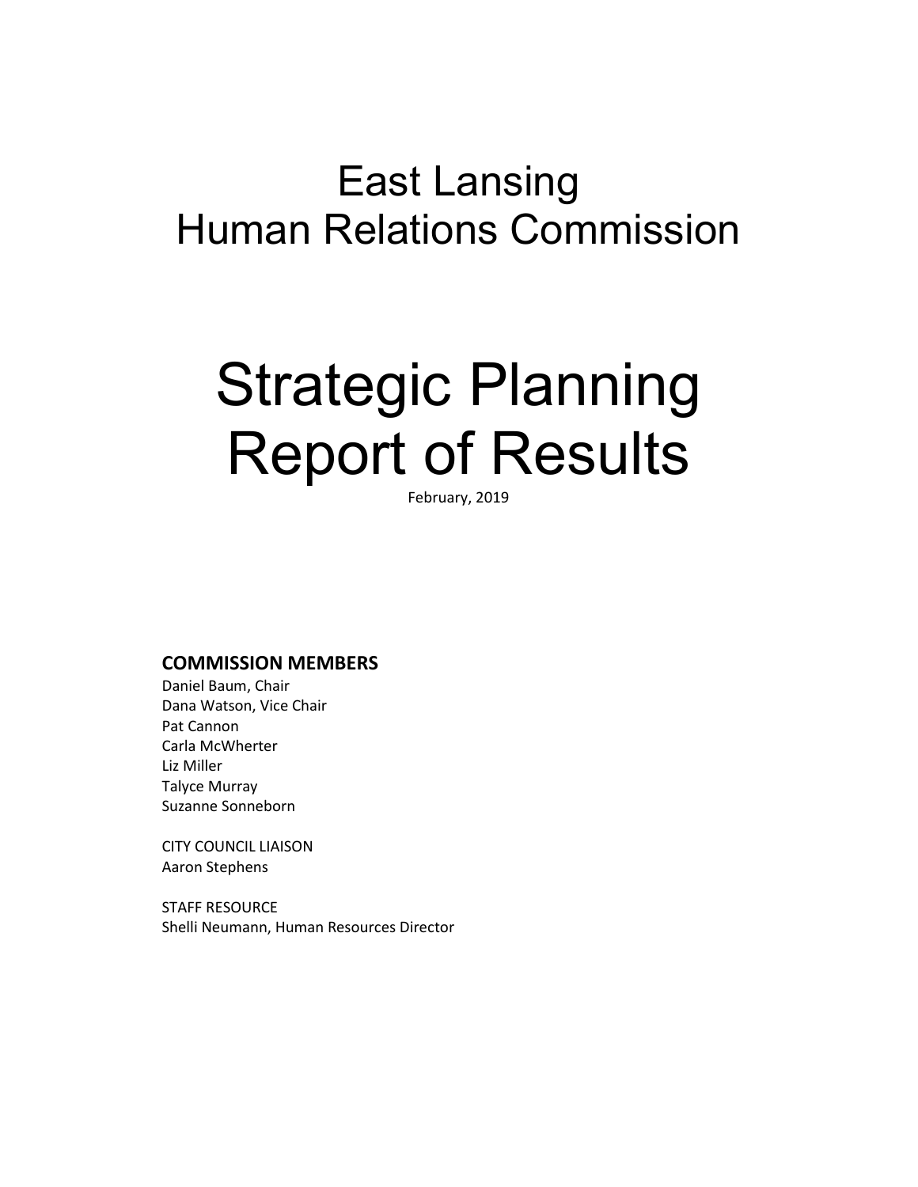# East Lansing
# Human Relations Commission

# Strategic Planning Report of Results

February, 2019

**COMMISSION MEMBERS**

Daniel Baum, Chair
Dana Watson, Vice Chair
Pat Cannon
Carla McWherter
Liz Miller
Talyce Murray
Suzanne Sonneborn

CITY COUNCIL LIAISON
Aaron Stephens

STAFF RESOURCE
Shelli Neumann, Human Resources Director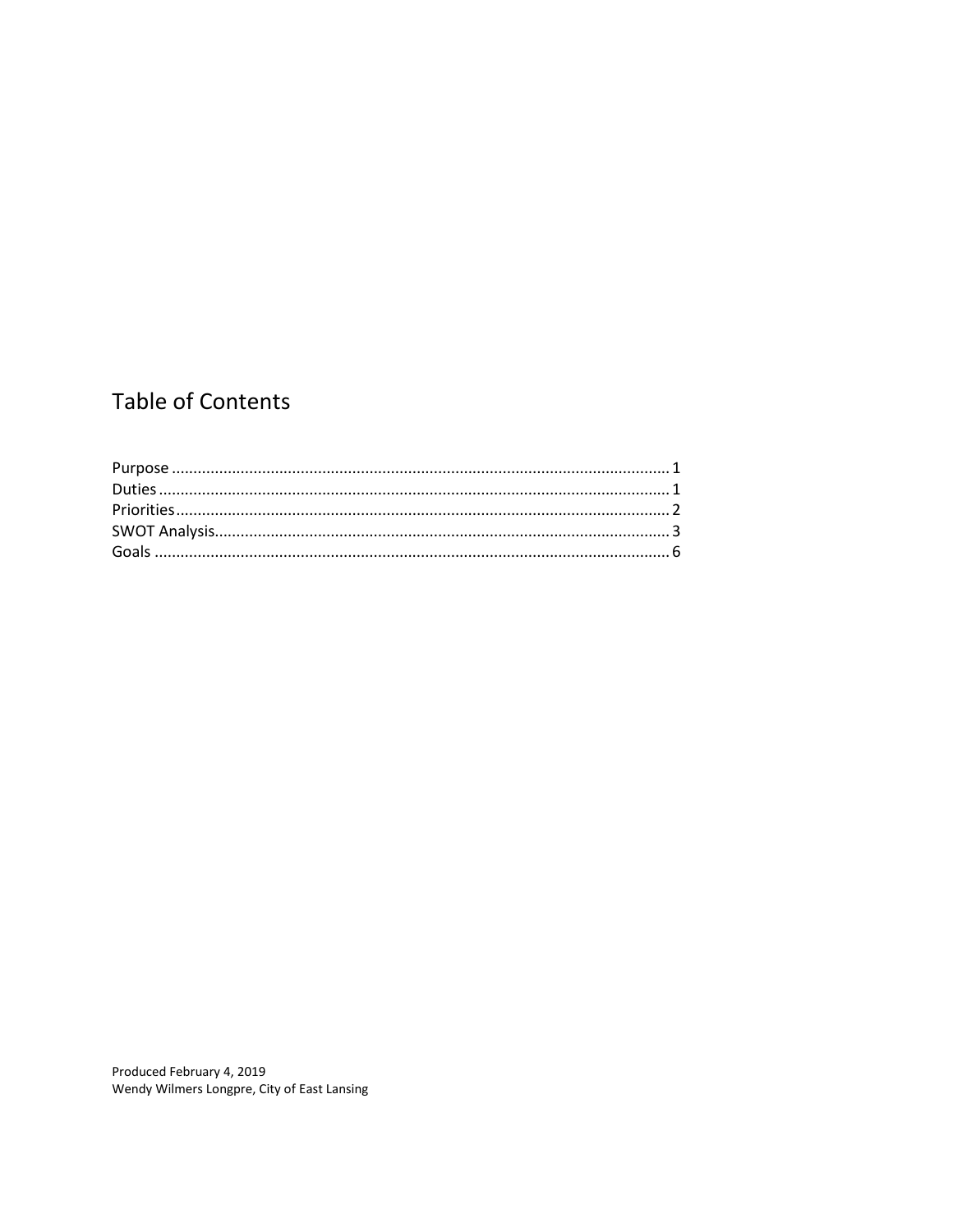# Table of Contents

Purpose .................................................................................................................... 1
Duties ....................................................................................................................... 1
Priorities ................................................................................................................... 2
SWOT Analysis ......................................................................................................... 3
Goals ........................................................................................................................ 6

Produced February 4, 2019
Wendy Wilmers Longpre, City of East Lansing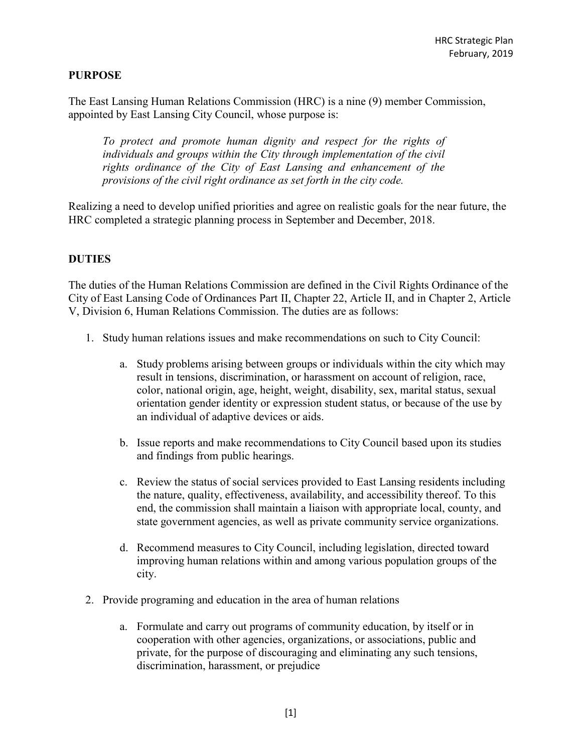## PURPOSE

The East Lansing Human Relations Commission (HRC) is a nine (9) member Commission, appointed by East Lansing City Council, whose purpose is:

> *To protect and promote human dignity and respect for the rights of individuals and groups within the City through implementation of the civil rights ordinance of the City of East Lansing and enhancement of the provisions of the civil right ordinance as set forth in the city code.*

Realizing a need to develop unified priorities and agree on realistic goals for the near future, the HRC completed a strategic planning process in September and December, 2018.

## DUTIES

The duties of the Human Relations Commission are defined in the Civil Rights Ordinance of the City of East Lansing Code of Ordinances Part II, Chapter 22, Article II, and in Chapter 2, Article V, Division 6, Human Relations Commission. The duties are as follows:

1. Study human relations issues and make recommendations on such to City Council:

    a. Study problems arising between groups or individuals within the city which may result in tensions, discrimination, or harassment on account of religion, race, color, national origin, age, height, weight, disability, sex, marital status, sexual orientation gender identity or expression student status, or because of the use by an individual of adaptive devices or aids.

    b. Issue reports and make recommendations to City Council based upon its studies and findings from public hearings.

    c. Review the status of social services provided to East Lansing residents including the nature, quality, effectiveness, availability, and accessibility thereof. To this end, the commission shall maintain a liaison with appropriate local, county, and state government agencies, as well as private community service organizations.

    d. Recommend measures to City Council, including legislation, directed toward improving human relations within and among various population groups of the city.

2. Provide programing and education in the area of human relations

    a. Formulate and carry out programs of community education, by itself or in cooperation with other agencies, organizations, or associations, public and private, for the purpose of discouraging and eliminating any such tensions, discrimination, harassment, or prejudice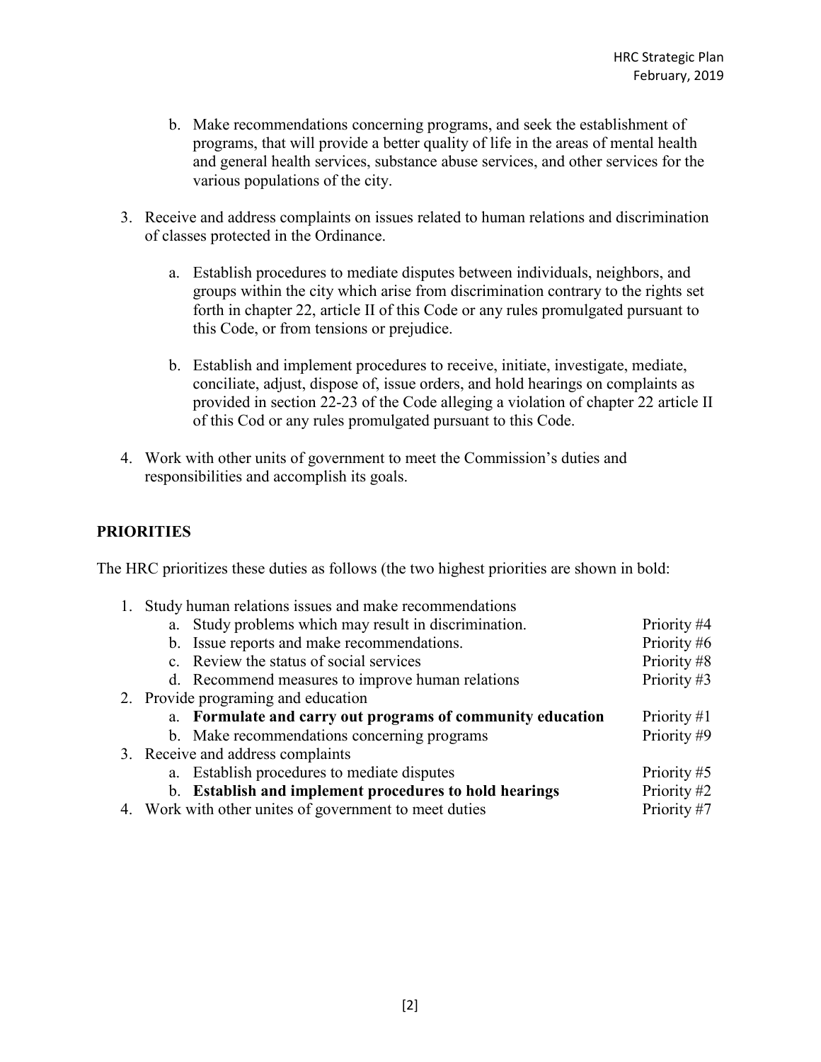b. Make recommendations concerning programs, and seek the establishment of programs, that will provide a better quality of life in the areas of mental health and general health services, substance abuse services, and other services for the various populations of the city.

3. Receive and address complaints on issues related to human relations and discrimination of classes protected in the Ordinance.

   a. Establish procedures to mediate disputes between individuals, neighbors, and groups within the city which arise from discrimination contrary to the rights set forth in chapter 22, article II of this Code or any rules promulgated pursuant to this Code, or from tensions or prejudice.

   b. Establish and implement procedures to receive, initiate, investigate, mediate, conciliate, adjust, dispose of, issue orders, and hold hearings on complaints as provided in section 22-23 of the Code alleging a violation of chapter 22 article II of this Cod or any rules promulgated pursuant to this Code.

4. Work with other units of government to meet the Commission's duties and responsibilities and accomplish its goals.

## PRIORITIES

The HRC prioritizes these duties as follows (the two highest priorities are shown in bold:

| Duty | Priority |
|---|---|
| 1. Study human relations issues and make recommendations | |
| a. Study problems which may result in discrimination. | Priority #4 |
| b. Issue reports and make recommendations. | Priority #6 |
| c. Review the status of social services | Priority #8 |
| d. Recommend measures to improve human relations | Priority #3 |
| 2. Provide programing and education | |
| a. **Formulate and carry out programs of community education** | Priority #1 |
| b. Make recommendations concerning programs | Priority #9 |
| 3. Receive and address complaints | |
| a. Establish procedures to mediate disputes | Priority #5 |
| b. **Establish and implement procedures to hold hearings** | Priority #2 |
| 4. Work with other unites of government to meet duties | Priority #7 |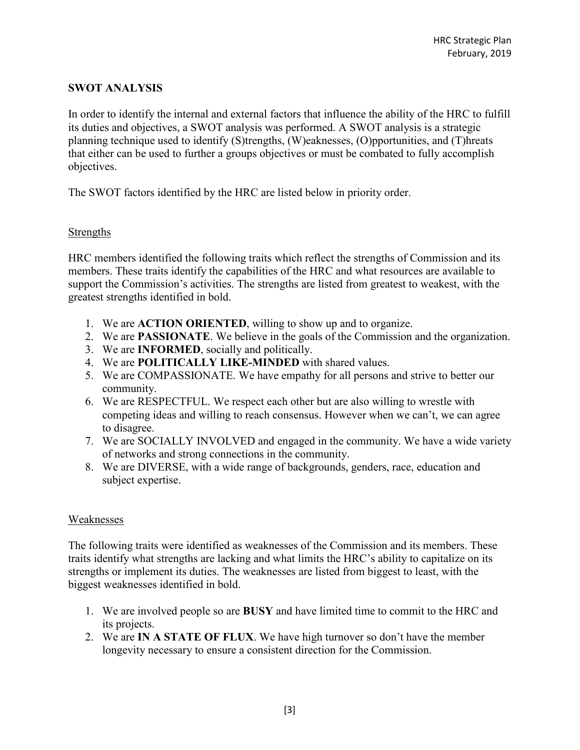## SWOT ANALYSIS

In order to identify the internal and external factors that influence the ability of the HRC to fulfill its duties and objectives, a SWOT analysis was performed. A SWOT analysis is a strategic planning technique used to identify (S)trengths, (W)eaknesses, (O)pportunities, and (T)hreats that either can be used to further a groups objectives or must be combated to fully accomplish objectives.

The SWOT factors identified by the HRC are listed below in priority order.

### Strengths

HRC members identified the following traits which reflect the strengths of Commission and its members. These traits identify the capabilities of the HRC and what resources are available to support the Commission's activities. The strengths are listed from greatest to weakest, with the greatest strengths identified in bold.

1. We are **ACTION ORIENTED**, willing to show up and to organize.
2. We are **PASSIONATE**. We believe in the goals of the Commission and the organization.
3. We are **INFORMED**, socially and politically.
4. We are **POLITICALLY LIKE-MINDED** with shared values.
5. We are COMPASSIONATE. We have empathy for all persons and strive to better our community.
6. We are RESPECTFUL. We respect each other but are also willing to wrestle with competing ideas and willing to reach consensus. However when we can't, we can agree to disagree.
7. We are SOCIALLY INVOLVED and engaged in the community. We have a wide variety of networks and strong connections in the community.
8. We are DIVERSE, with a wide range of backgrounds, genders, race, education and subject expertise.

### Weaknesses

The following traits were identified as weaknesses of the Commission and its members. These traits identify what strengths are lacking and what limits the HRC's ability to capitalize on its strengths or implement its duties. The weaknesses are listed from biggest to least, with the biggest weaknesses identified in bold.

1. We are involved people so are **BUSY** and have limited time to commit to the HRC and its projects.
2. We are **IN A STATE OF FLUX**. We have high turnover so don't have the member longevity necessary to ensure a consistent direction for the Commission.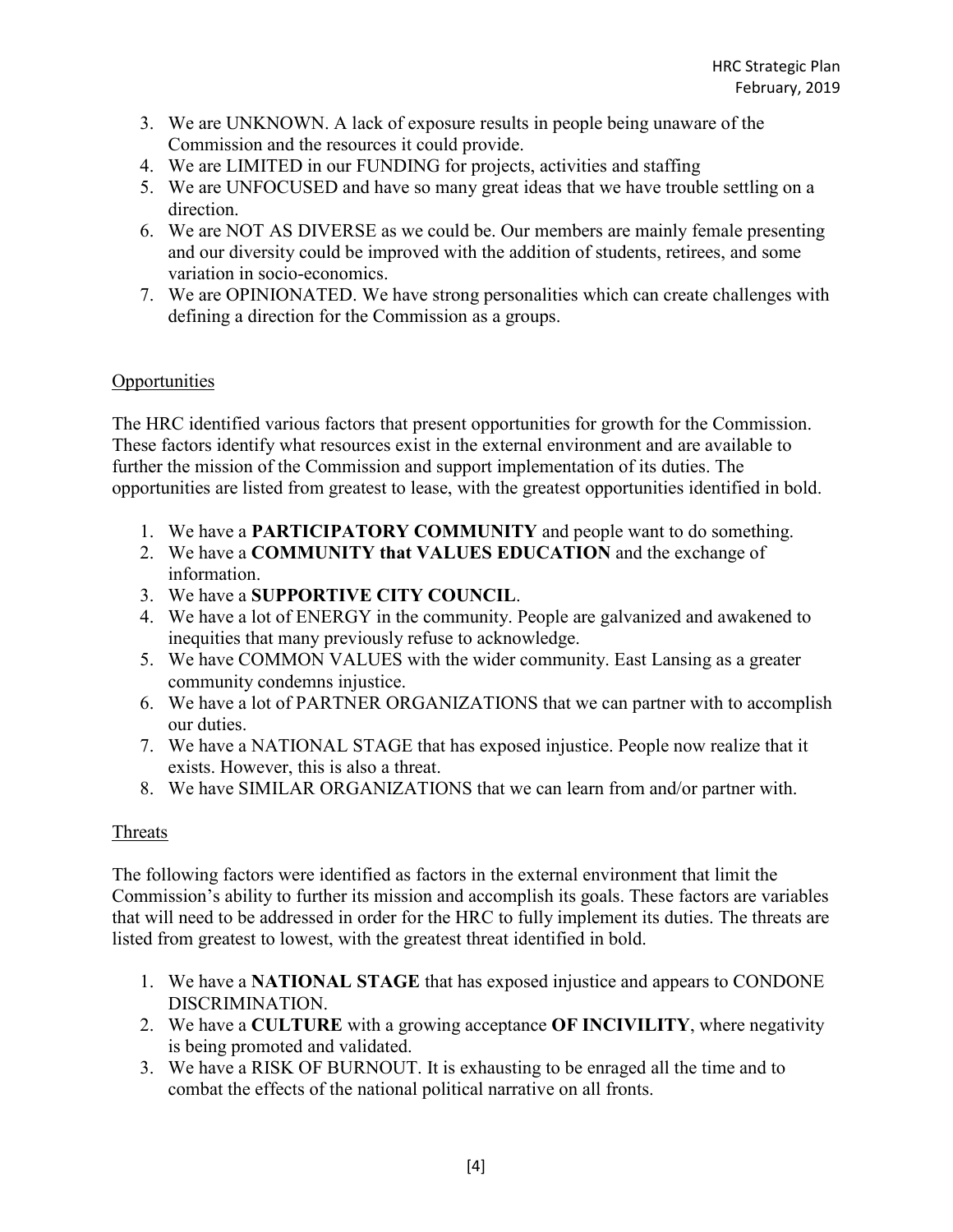3. We are UNKNOWN. A lack of exposure results in people being unaware of the Commission and the resources it could provide.
4. We are LIMITED in our FUNDING for projects, activities and staffing
5. We are UNFOCUSED and have so many great ideas that we have trouble settling on a direction.
6. We are NOT AS DIVERSE as we could be. Our members are mainly female presenting and our diversity could be improved with the addition of students, retirees, and some variation in socio-economics.
7. We are OPINIONATED. We have strong personalities which can create challenges with defining a direction for the Commission as a groups.

## Opportunities

The HRC identified various factors that present opportunities for growth for the Commission. These factors identify what resources exist in the external environment and are available to further the mission of the Commission and support implementation of its duties. The opportunities are listed from greatest to lease, with the greatest opportunities identified in bold.

1. We have a **PARTICIPATORY COMMUNITY** and people want to do something.
2. We have a **COMMUNITY that VALUES EDUCATION** and the exchange of information.
3. We have a **SUPPORTIVE CITY COUNCIL**.
4. We have a lot of ENERGY in the community. People are galvanized and awakened to inequities that many previously refuse to acknowledge.
5. We have COMMON VALUES with the wider community. East Lansing as a greater community condemns injustice.
6. We have a lot of PARTNER ORGANIZATIONS that we can partner with to accomplish our duties.
7. We have a NATIONAL STAGE that has exposed injustice. People now realize that it exists. However, this is also a threat.
8. We have SIMILAR ORGANIZATIONS that we can learn from and/or partner with.

## Threats

The following factors were identified as factors in the external environment that limit the Commission's ability to further its mission and accomplish its goals. These factors are variables that will need to be addressed in order for the HRC to fully implement its duties. The threats are listed from greatest to lowest, with the greatest threat identified in bold.

1. We have a **NATIONAL STAGE** that has exposed injustice and appears to CONDONE DISCRIMINATION.
2. We have a **CULTURE** with a growing acceptance **OF INCIVILITY**, where negativity is being promoted and validated.
3. We have a RISK OF BURNOUT. It is exhausting to be enraged all the time and to combat the effects of the national political narrative on all fronts.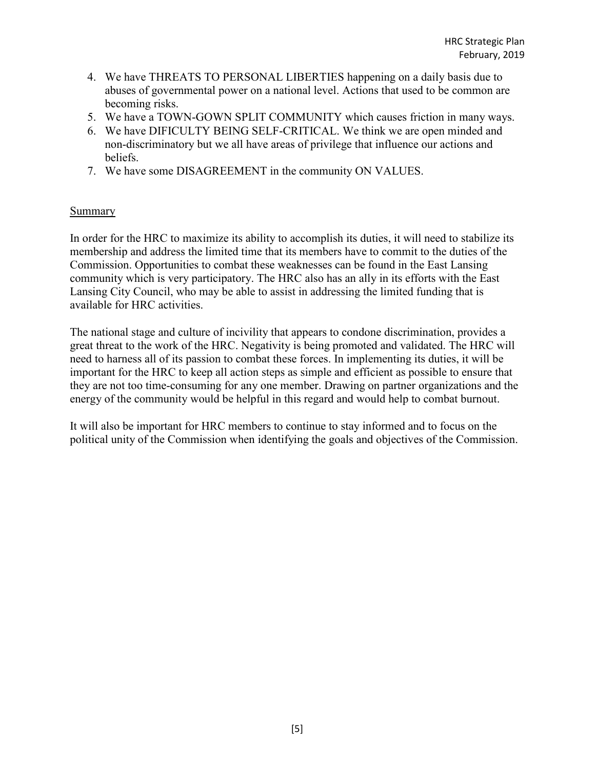4. We have THREATS TO PERSONAL LIBERTIES happening on a daily basis due to abuses of governmental power on a national level. Actions that used to be common are becoming risks.
5. We have a TOWN-GOWN SPLIT COMMUNITY which causes friction in many ways.
6. We have DIFICULTY BEING SELF-CRITICAL. We think we are open minded and non-discriminatory but we all have areas of privilege that influence our actions and beliefs.
7. We have some DISAGREEMENT in the community ON VALUES.

<u>Summary</u>

In order for the HRC to maximize its ability to accomplish its duties, it will need to stabilize its membership and address the limited time that its members have to commit to the duties of the Commission. Opportunities to combat these weaknesses can be found in the East Lansing community which is very participatory. The HRC also has an ally in its efforts with the East Lansing City Council, who may be able to assist in addressing the limited funding that is available for HRC activities.

The national stage and culture of incivility that appears to condone discrimination, provides a great threat to the work of the HRC. Negativity is being promoted and validated. The HRC will need to harness all of its passion to combat these forces. In implementing its duties, it will be important for the HRC to keep all action steps as simple and efficient as possible to ensure that they are not too time-consuming for any one member. Drawing on partner organizations and the energy of the community would be helpful in this regard and would help to combat burnout.

It will also be important for HRC members to continue to stay informed and to focus on the political unity of the Commission when identifying the goals and objectives of the Commission.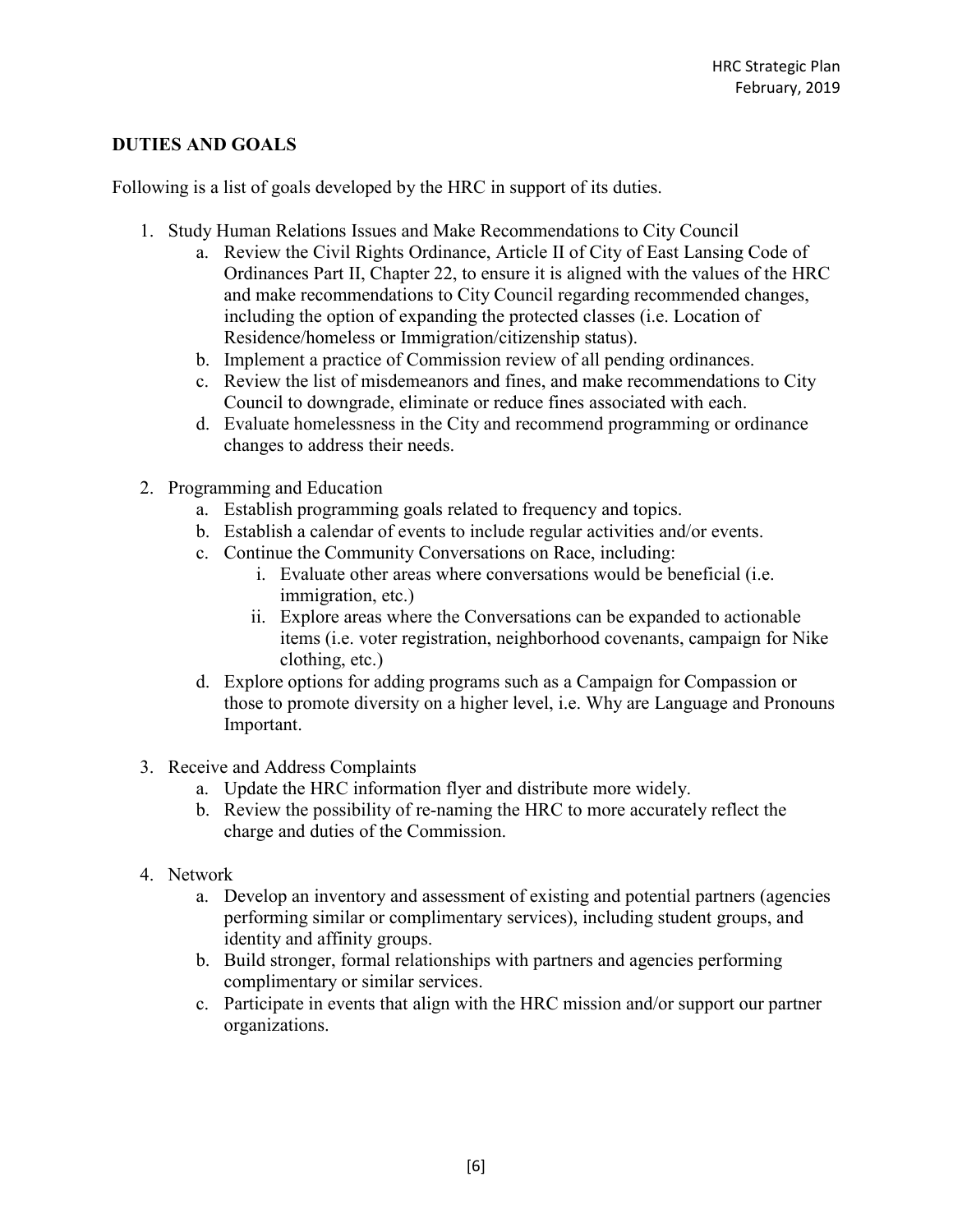## DUTIES AND GOALS

Following is a list of goals developed by the HRC in support of its duties.

1. Study Human Relations Issues and Make Recommendations to City Council
   a. Review the Civil Rights Ordinance, Article II of City of East Lansing Code of Ordinances Part II, Chapter 22, to ensure it is aligned with the values of the HRC and make recommendations to City Council regarding recommended changes, including the option of expanding the protected classes (i.e. Location of Residence/homeless or Immigration/citizenship status).
   b. Implement a practice of Commission review of all pending ordinances.
   c. Review the list of misdemeanors and fines, and make recommendations to City Council to downgrade, eliminate or reduce fines associated with each.
   d. Evaluate homelessness in the City and recommend programming or ordinance changes to address their needs.

2. Programming and Education
   a. Establish programming goals related to frequency and topics.
   b. Establish a calendar of events to include regular activities and/or events.
   c. Continue the Community Conversations on Race, including:
      i. Evaluate other areas where conversations would be beneficial (i.e. immigration, etc.)
      ii. Explore areas where the Conversations can be expanded to actionable items (i.e. voter registration, neighborhood covenants, campaign for Nike clothing, etc.)
   d. Explore options for adding programs such as a Campaign for Compassion or those to promote diversity on a higher level, i.e. Why are Language and Pronouns Important.

3. Receive and Address Complaints
   a. Update the HRC information flyer and distribute more widely.
   b. Review the possibility of re-naming the HRC to more accurately reflect the charge and duties of the Commission.

4. Network
   a. Develop an inventory and assessment of existing and potential partners (agencies performing similar or complimentary services), including student groups, and identity and affinity groups.
   b. Build stronger, formal relationships with partners and agencies performing complimentary or similar services.
   c. Participate in events that align with the HRC mission and/or support our partner organizations.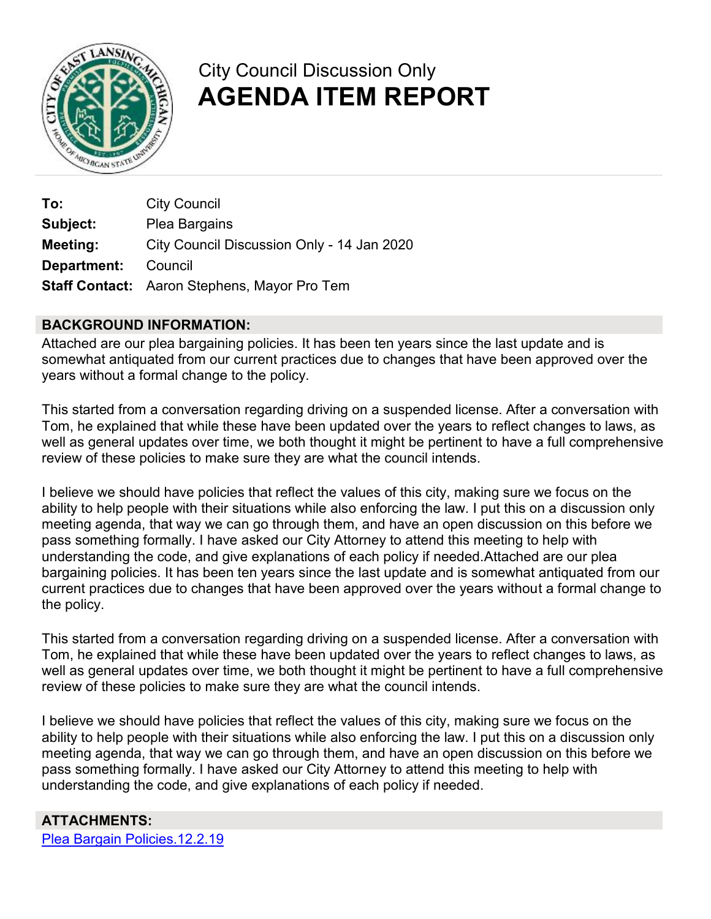City Council Discussion Only

# AGENDA ITEM REPORT

| | |
|---|---|
| **To:** | City Council |
| **Subject:** | Plea Bargains |
| **Meeting:** | City Council Discussion Only - 14 Jan 2020 |
| **Department:** | Council |
| **Staff Contact:** | Aaron Stephens, Mayor Pro Tem |

## BACKGROUND INFORMATION:

Attached are our plea bargaining policies. It has been ten years since the last update and is somewhat antiquated from our current practices due to changes that have been approved over the years without a formal change to the policy.

This started from a conversation regarding driving on a suspended license. After a conversation with Tom, he explained that while these have been updated over the years to reflect changes to laws, as well as general updates over time, we both thought it might be pertinent to have a full comprehensive review of these policies to make sure they are what the council intends.

I believe we should have policies that reflect the values of this city, making sure we focus on the ability to help people with their situations while also enforcing the law. I put this on a discussion only meeting agenda, that way we can go through them, and have an open discussion on this before we pass something formally. I have asked our City Attorney to attend this meeting to help with understanding the code, and give explanations of each policy if needed.Attached are our plea bargaining policies. It has been ten years since the last update and is somewhat antiquated from our current practices due to changes that have been approved over the years without a formal change to the policy.

This started from a conversation regarding driving on a suspended license. After a conversation with Tom, he explained that while these have been updated over the years to reflect changes to laws, as well as general updates over time, we both thought it might be pertinent to have a full comprehensive review of these policies to make sure they are what the council intends.

I believe we should have policies that reflect the values of this city, making sure we focus on the ability to help people with their situations while also enforcing the law. I put this on a discussion only meeting agenda, that way we can go through them, and have an open discussion on this before we pass something formally. I have asked our City Attorney to attend this meeting to help with understanding the code, and give explanations of each policy if needed.

## ATTACHMENTS:

Plea Bargain Policies.12.2.19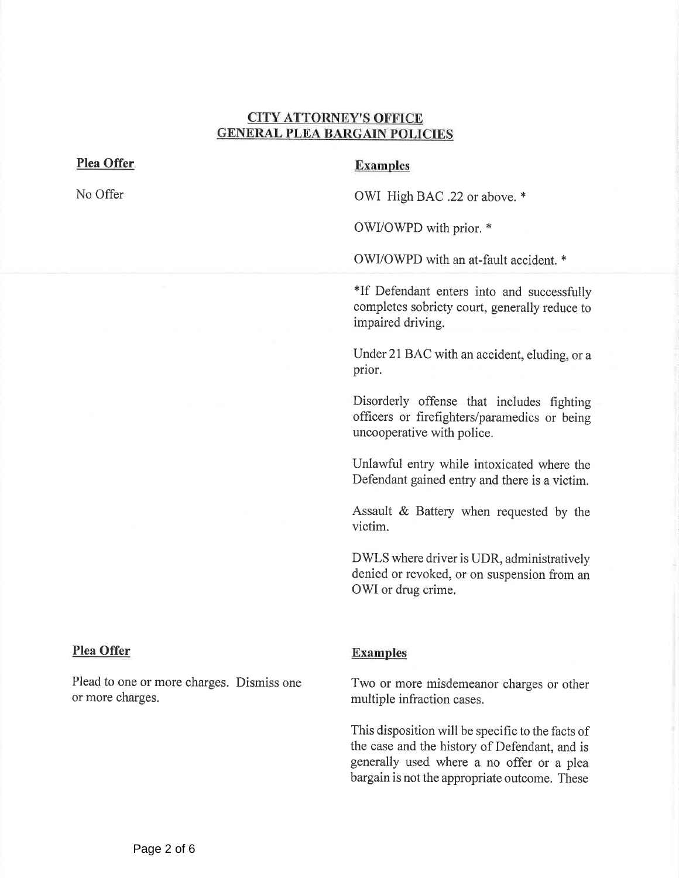## CITY ATTORNEY'S OFFICE GENERAL PLEA BARGAIN POLICIES

| **Plea Offer** | **Examples** |
| --- | --- |
| No Offer | OWI High BAC .22 or above. * |
| | OWI/OWPD with prior. * |
| | OWI/OWPD with an at-fault accident. * |
| | *If Defendant enters into and successfully completes sobriety court, generally reduce to impaired driving. |
| | Under 21 BAC with an accident, eluding, or a prior. |
| | Disorderly offense that includes fighting officers or firefighters/paramedics or being uncooperative with police. |
| | Unlawful entry while intoxicated where the Defendant gained entry and there is a victim. |
| | Assault & Battery when requested by the victim. |
| | DWLS where driver is UDR, administratively denied or revoked, or on suspension from an OWI or drug crime. |

| **Plea Offer** | **Examples** |
| --- | --- |
| Plead to one or more charges. Dismiss one or more charges. | Two or more misdemeanor charges or other multiple infraction cases. |
| | This disposition will be specific to the facts of the case and the history of Defendant, and is generally used where a no offer or a plea bargain is not the appropriate outcome. These |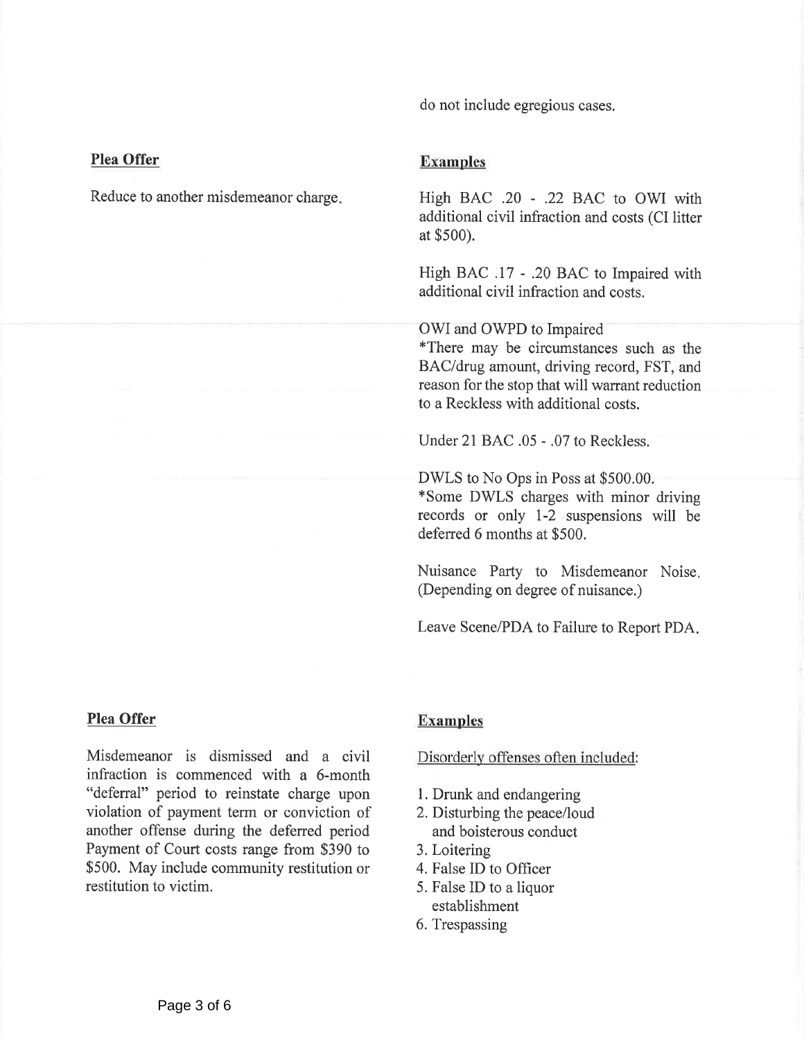do not include egregious cases.

**Plea Offer**

Reduce to another misdemeanor charge.

**Examples**

High BAC .20 - .22 BAC to OWI with additional civil infraction and costs (CI litter at $500).

High BAC .17 - .20 BAC to Impaired with additional civil infraction and costs.

OWI and OWPD to Impaired
*There may be circumstances such as the BAC/drug amount, driving record, FST, and reason for the stop that will warrant reduction to a Reckless with additional costs.

Under 21 BAC .05 - .07 to Reckless.

DWLS to No Ops in Poss at $500.00.
*Some DWLS charges with minor driving records or only 1-2 suspensions will be deferred 6 months at $500.

Nuisance Party to Misdemeanor Noise. (Depending on degree of nuisance.)

Leave Scene/PDA to Failure to Report PDA.

**Plea Offer**

Misdemeanor is dismissed and a civil infraction is commenced with a 6-month "deferral" period to reinstate charge upon violation of payment term or conviction of another offense during the deferred period Payment of Court costs range from $390 to $500. May include community restitution or restitution to victim.

**Examples**

Disorderly offenses often included:

1. Drunk and endangering
2. Disturbing the peace/loud and boisterous conduct
3. Loitering
4. False ID to Officer
5. False ID to a liquor establishment
6. Trespassing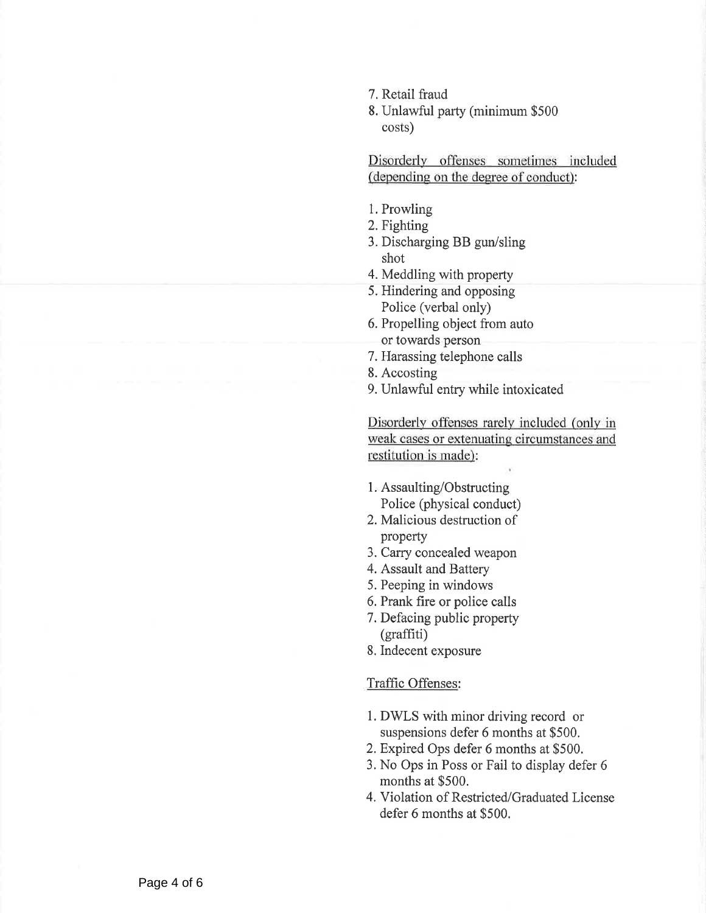7. Retail fraud
8. Unlawful party (minimum $500 costs)

<u>Disorderly offenses sometimes included (depending on the degree of conduct):</u>

1. Prowling
2. Fighting
3. Discharging BB gun/sling shot
4. Meddling with property
5. Hindering and opposing Police (verbal only)
6. Propelling object from auto or towards person
7. Harassing telephone calls
8. Accosting
9. Unlawful entry while intoxicated

<u>Disorderly offenses rarely included (only in weak cases or extenuating circumstances and restitution is made):</u>

1. Assaulting/Obstructing Police (physical conduct)
2. Malicious destruction of property
3. Carry concealed weapon
4. Assault and Battery
5. Peeping in windows
6. Prank fire or police calls
7. Defacing public property (graffiti)
8. Indecent exposure

<u>Traffic Offenses:</u>

1. DWLS with minor driving record or suspensions defer 6 months at $500.
2. Expired Ops defer 6 months at $500.
3. No Ops in Poss or Fail to display defer 6 months at $500.
4. Violation of Restricted/Graduated License defer 6 months at $500.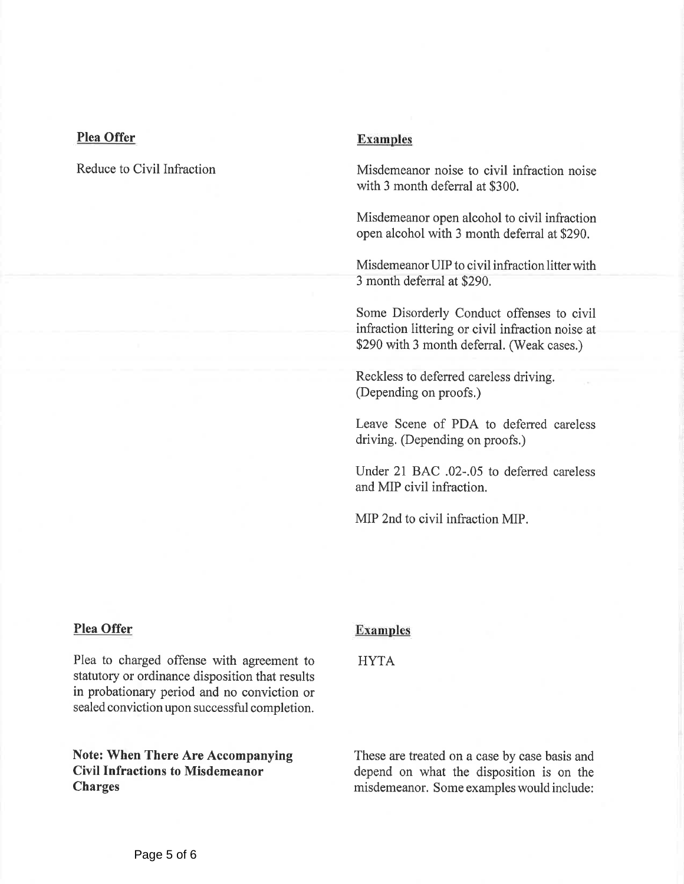| **Plea Offer** | **Examples** |
|---|---|
| Reduce to Civil Infraction | Misdemeanor noise to civil infraction noise with 3 month deferral at $300. |
| | Misdemeanor open alcohol to civil infraction open alcohol with 3 month deferral at $290. |
| | Misdemeanor UIP to civil infraction litter with 3 month deferral at $290. |
| | Some Disorderly Conduct offenses to civil infraction littering or civil infraction noise at $290 with 3 month deferral. (Weak cases.) |
| | Reckless to deferred careless driving. (Depending on proofs.) |
| | Leave Scene of PDA to deferred careless driving. (Depending on proofs.) |
| | Under 21 BAC .02-.05 to deferred careless and MIP civil infraction. |
| | MIP 2nd to civil infraction MIP. |

| **Plea Offer** | **Examples** |
|---|---|
| Plea to charged offense with agreement to statutory or ordinance disposition that results in probationary period and no conviction or sealed conviction upon successful completion. | HYTA |
| **Note: When There Are Accompanying Civil Infractions to Misdemeanor Charges** | These are treated on a case by case basis and depend on what the disposition is on the misdemeanor. Some examples would include: |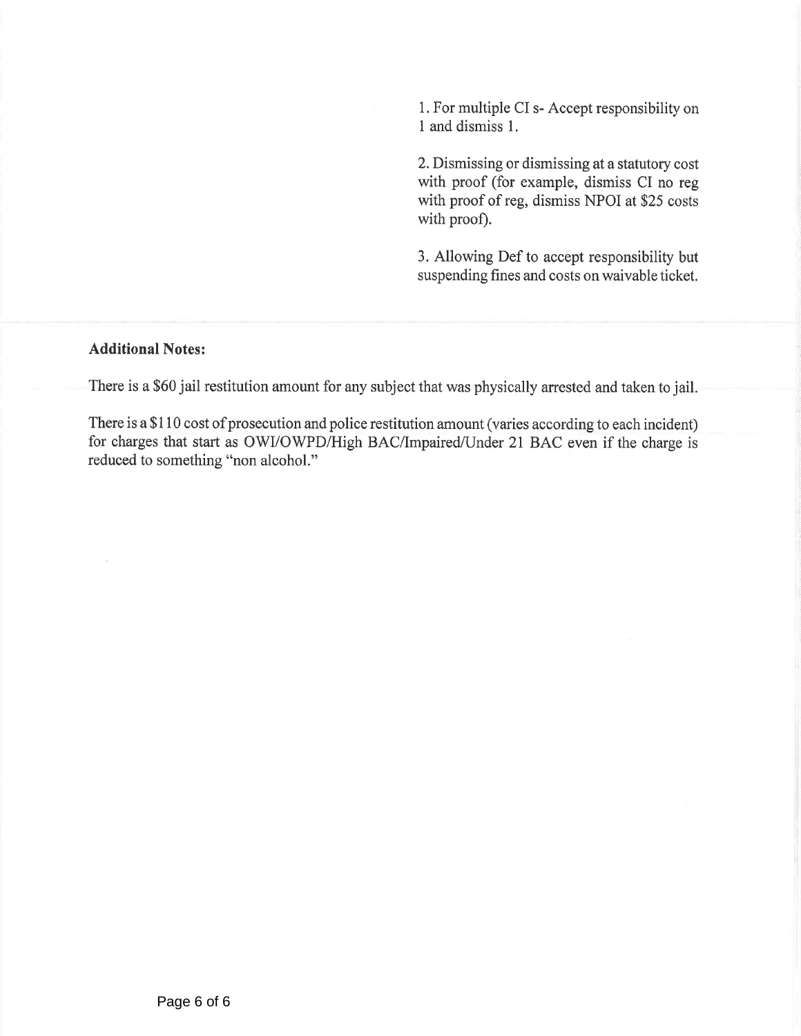1. For multiple CI s- Accept responsibility on 1 and dismiss 1.

2. Dismissing or dismissing at a statutory cost with proof (for example, dismiss CI no reg with proof of reg, dismiss NPOI at $25 costs with proof).

3. Allowing Def to accept responsibility but suspending fines and costs on waivable ticket.

**Additional Notes:**

There is a $60 jail restitution amount for any subject that was physically arrested and taken to jail.

There is a $110 cost of prosecution and police restitution amount (varies according to each incident) for charges that start as OWI/OWPD/High BAC/Impaired/Under 21 BAC even if the charge is reduced to something "non alcohol."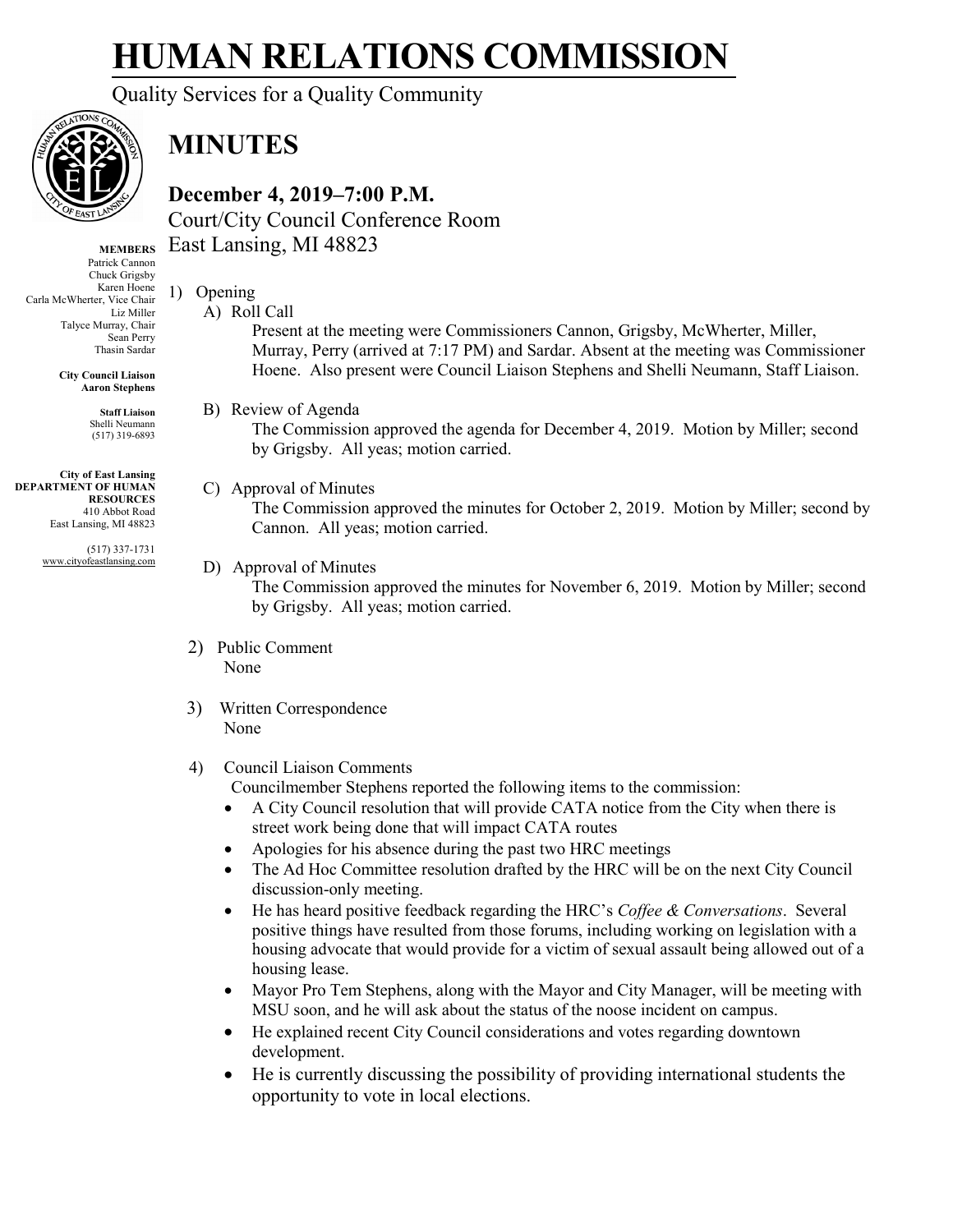# HUMAN RELATIONS COMMISSION

Quality Services for a Quality Community

## MINUTES

### December 4, 2019–7:00 P.M.

Court/City Council Conference Room
East Lansing, MI 48823

**MEMBERS**
Patrick Cannon
Chuck Grigsby
Karen Hoene
Carla McWherter, Vice Chair
Liz Miller
Talyce Murray, Chair
Sean Perry
Thasin Sardar

**City Council Liaison**
**Aaron Stephens**

**Staff Liaison**
Shelli Neumann
(517) 319-6893

**City of East Lansing**
**DEPARTMENT OF HUMAN RESOURCES**
410 Abbot Road
East Lansing, MI 48823

(517) 337-1731
www.cityofeastlansing.com

1) Opening
   A) Roll Call
      Present at the meeting were Commissioners Cannon, Grigsby, McWherter, Miller, Murray, Perry (arrived at 7:17 PM) and Sardar. Absent at the meeting was Commissioner Hoene. Also present were Council Liaison Stephens and Shelli Neumann, Staff Liaison.

   B) Review of Agenda
      The Commission approved the agenda for December 4, 2019. Motion by Miller; second by Grigsby. All yeas; motion carried.

   C) Approval of Minutes
      The Commission approved the minutes for October 2, 2019. Motion by Miller; second by Cannon. All yeas; motion carried.

   D) Approval of Minutes
      The Commission approved the minutes for November 6, 2019. Motion by Miller; second by Grigsby. All yeas; motion carried.

2) Public Comment
   None

3) Written Correspondence
   None

4) Council Liaison Comments
   Councilmember Stephens reported the following items to the commission:
   - A City Council resolution that will provide CATA notice from the City when there is street work being done that will impact CATA routes
   - Apologies for his absence during the past two HRC meetings
   - The Ad Hoc Committee resolution drafted by the HRC will be on the next City Council discussion-only meeting.
   - He has heard positive feedback regarding the HRC's *Coffee & Conversations*. Several positive things have resulted from those forums, including working on legislation with a housing advocate that would provide for a victim of sexual assault being allowed out of a housing lease.
   - Mayor Pro Tem Stephens, along with the Mayor and City Manager, will be meeting with MSU soon, and he will ask about the status of the noose incident on campus.
   - He explained recent City Council considerations and votes regarding downtown development.
   - He is currently discussing the possibility of providing international students the opportunity to vote in local elections.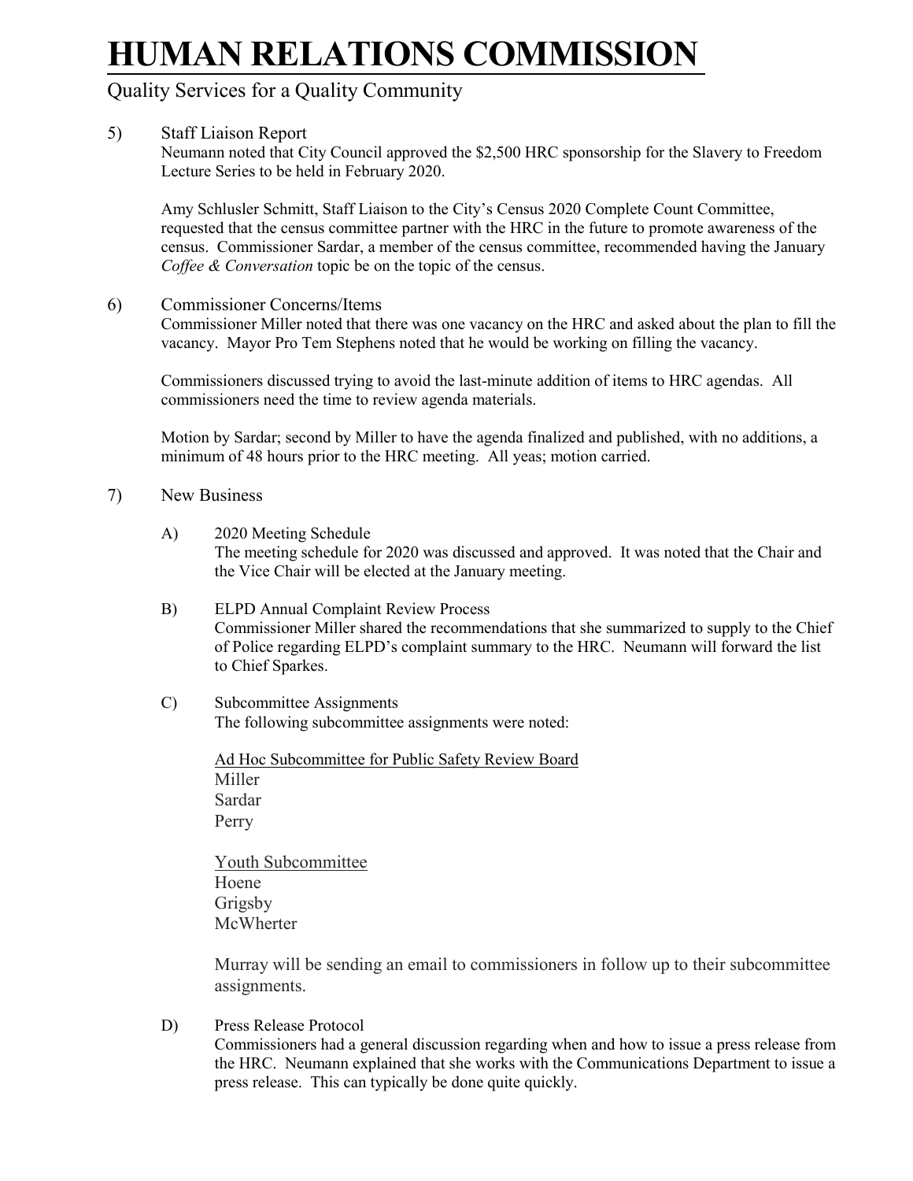# HUMAN RELATIONS COMMISSION

Quality Services for a Quality Community

5) Staff Liaison Report

Neumann noted that City Council approved the $2,500 HRC sponsorship for the Slavery to Freedom Lecture Series to be held in February 2020.

Amy Schlusler Schmitt, Staff Liaison to the City's Census 2020 Complete Count Committee, requested that the census committee partner with the HRC in the future to promote awareness of the census. Commissioner Sardar, a member of the census committee, recommended having the January *Coffee & Conversation* topic be on the topic of the census.

6) Commissioner Concerns/Items

Commissioner Miller noted that there was one vacancy on the HRC and asked about the plan to fill the vacancy. Mayor Pro Tem Stephens noted that he would be working on filling the vacancy.

Commissioners discussed trying to avoid the last-minute addition of items to HRC agendas. All commissioners need the time to review agenda materials.

Motion by Sardar; second by Miller to have the agenda finalized and published, with no additions, a minimum of 48 hours prior to the HRC meeting. All yeas; motion carried.

7) New Business

A) 2020 Meeting Schedule

The meeting schedule for 2020 was discussed and approved. It was noted that the Chair and the Vice Chair will be elected at the January meeting.

B) ELPD Annual Complaint Review Process

Commissioner Miller shared the recommendations that she summarized to supply to the Chief of Police regarding ELPD's complaint summary to the HRC. Neumann will forward the list to Chief Sparkes.

C) Subcommittee Assignments

The following subcommittee assignments were noted:

Ad Hoc Subcommittee for Public Safety Review Board
Miller
Sardar
Perry

Youth Subcommittee
Hoene
Grigsby
McWherter

Murray will be sending an email to commissioners in follow up to their subcommittee assignments.

D) Press Release Protocol

Commissioners had a general discussion regarding when and how to issue a press release from the HRC. Neumann explained that she works with the Communications Department to issue a press release. This can typically be done quite quickly.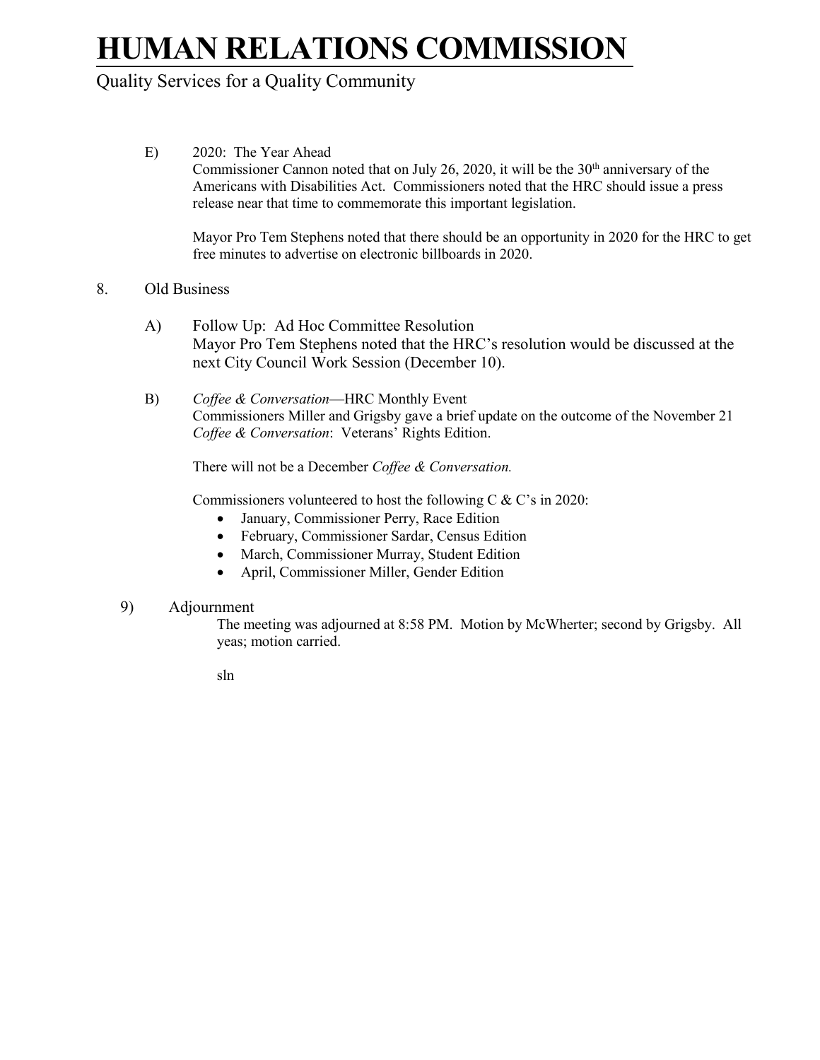E) 2020: The Year Ahead

Commissioner Cannon noted that on July 26, 2020, it will be the 30th anniversary of the Americans with Disabilities Act. Commissioners noted that the HRC should issue a press release near that time to commemorate this important legislation.

Mayor Pro Tem Stephens noted that there should be an opportunity in 2020 for the HRC to get free minutes to advertise on electronic billboards in 2020.

8. Old Business

A) Follow Up: Ad Hoc Committee Resolution

Mayor Pro Tem Stephens noted that the HRC's resolution would be discussed at the next City Council Work Session (December 10).

B) *Coffee & Conversation*—HRC Monthly Event

Commissioners Miller and Grigsby gave a brief update on the outcome of the November 21 *Coffee & Conversation*: Veterans' Rights Edition.

There will not be a December *Coffee & Conversation.*

Commissioners volunteered to host the following C & C's in 2020:

- January, Commissioner Perry, Race Edition
- February, Commissioner Sardar, Census Edition
- March, Commissioner Murray, Student Edition
- April, Commissioner Miller, Gender Edition

9) Adjournment

The meeting was adjourned at 8:58 PM. Motion by McWherter; second by Grigsby. All yeas; motion carried.

sln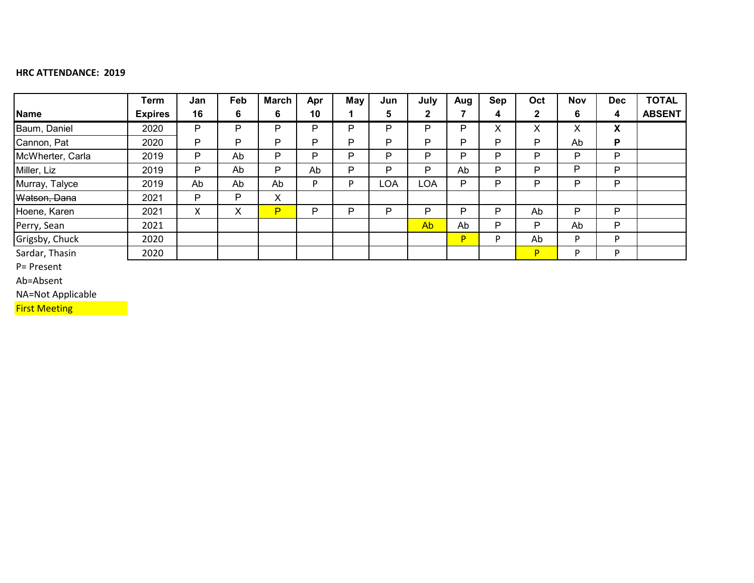**HRC ATTENDANCE: 2019**

| Name | Term Expires | Jan 16 | Feb 6 | March 6 | Apr 10 | May 1 | Jun 5 | July 2 | Aug 7 | Sep 4 | Oct 2 | Nov 6 | Dec 4 | TOTAL ABSENT |
|---|---|---|---|---|---|---|---|---|---|---|---|---|---|---|
| Baum, Daniel | 2020 | P | P | P | P | P | P | P | P | X | X | X | **X** | |
| Cannon, Pat | 2020 | P | P | P | P | P | P | P | P | P | P | Ab | **P** | |
| McWherter, Carla | 2019 | P | Ab | P | P | P | P | P | P | P | P | P | P | |
| Miller, Liz | 2019 | P | Ab | P | Ab | P | P | P | Ab | P | P | P | P | |
| Murray, Talyce | 2019 | Ab | Ab | Ab | P | P | LOA | LOA | P | P | P | P | P | |
| ~~Watson, Dana~~ | 2021 | P | P | X | | | | | | | | | | |
| Hoene, Karen | 2021 | X | X | P | P | P | P | P | P | P | Ab | P | P | |
| Perry, Sean | 2021 | | | | | | | Ab | Ab | P | P | Ab | P | |
| Grigsby, Chuck | 2020 | | | | | | | | P | P | Ab | P | P | |
| Sardar, Thasin | 2020 | | | | | | | | | | P | P | P | |

P= Present

Ab=Absent

NA=Not Applicable

First Meeting